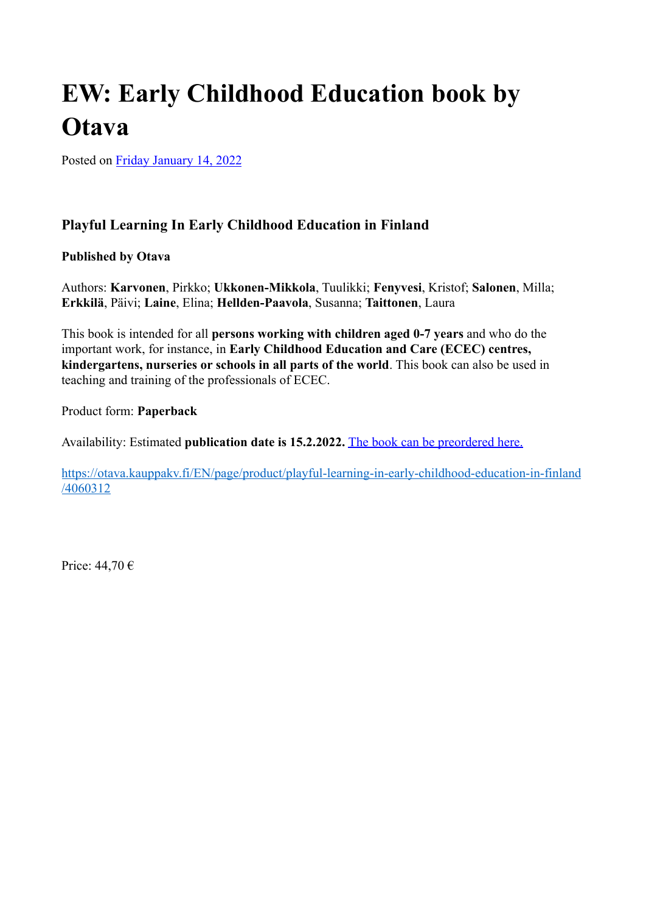# EW: Early Childhood Education book by Otava

Posted on [Friday January 14, 2022]

### Playful Learning In Early Childhood Education in Finland

**Published by Otava**

Authors: **Karvonen**, Pirkko; **Ukkonen-Mikkola**, Tuulikki; **Fenyvesi**, Kristof; **Salonen**, Milla; **Erkkilä**, Päivi; **Laine**, Elina; **Hellden-Paavola**, Susanna; **Taittonen**, Laura

This book is intended for all **persons working with children aged 0-7 years** and who do the important work, for instance, in **Early Childhood Education and Care (ECEC) centres, kindergartens, nurseries or schools in all parts of the world**. This book can also be used in teaching and training of the professionals of ECEC.

Product form: **Paperback**

Availability: Estimated **publication date is 15.2.2022.** [The book can be preordered here.]

https://otava.kauppakv.fi/EN/page/product/playful-learning-in-early-childhood-education-in-finland/4060312

Price: 44,70 €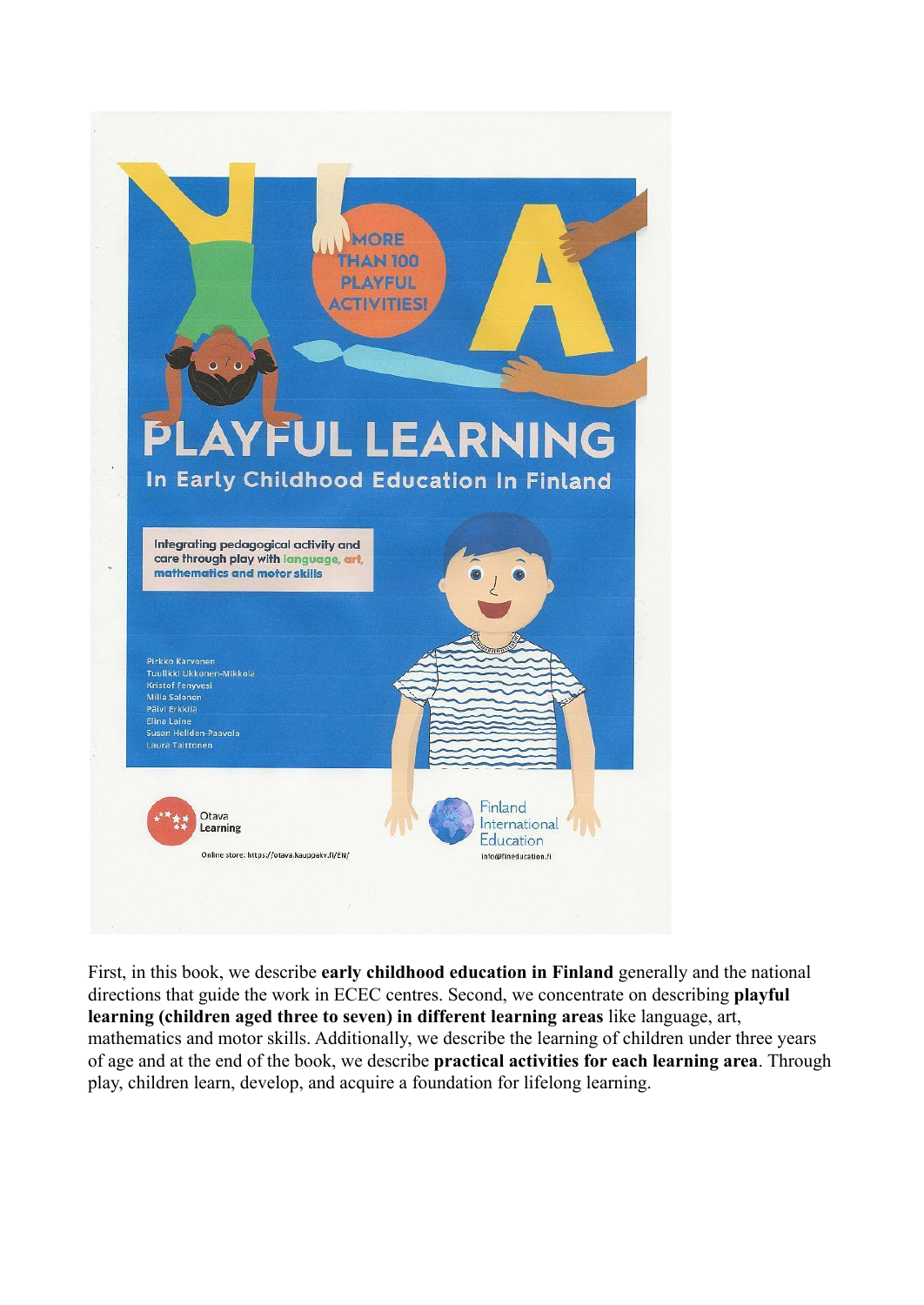MORE THAN 100 PLAYFUL ACTIVITIES!

# PLAYFUL LEARNING

## In Early Childhood Education In Finland

Integrating pedagogical activity and care through play with language, art, mathematics and motor skills

Pirkko Karvonen
Tuulikki Ukkonen-Mikkola
Kristof Fenyvesi
Milla Salonen
Päivi Erkkilä
Elina Laine
Susan Heliden-Paavola
Laura Taittonen

Otava Learning

Online store: https://otava.kauppakv.fi/EN/

Finland International Education

info@fineducation.fi

First, in this book, we describe **early childhood education in Finland** generally and the national directions that guide the work in ECEC centres. Second, we concentrate on describing **playful learning (children aged three to seven) in different learning areas** like language, art, mathematics and motor skills. Additionally, we describe the learning of children under three years of age and at the end of the book, we describe **practical activities for each learning area**. Through play, children learn, develop, and acquire a foundation for lifelong learning.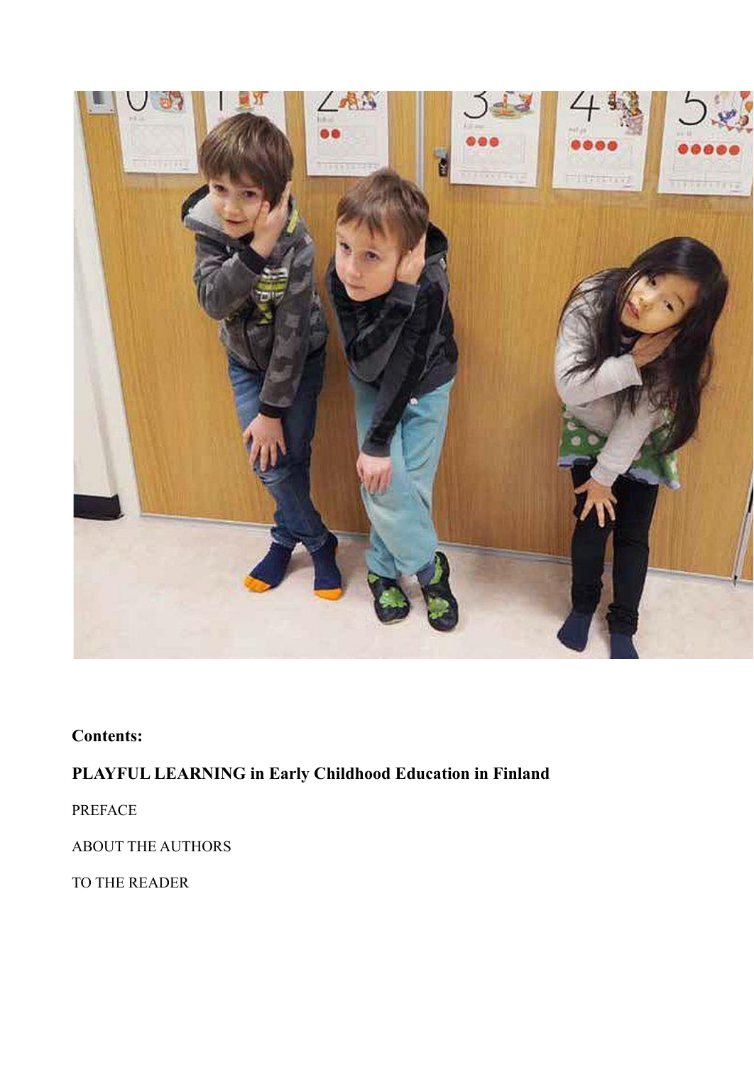**Contents:**

**PLAYFUL LEARNING in Early Childhood Education in Finland**

PREFACE

ABOUT THE AUTHORS

TO THE READER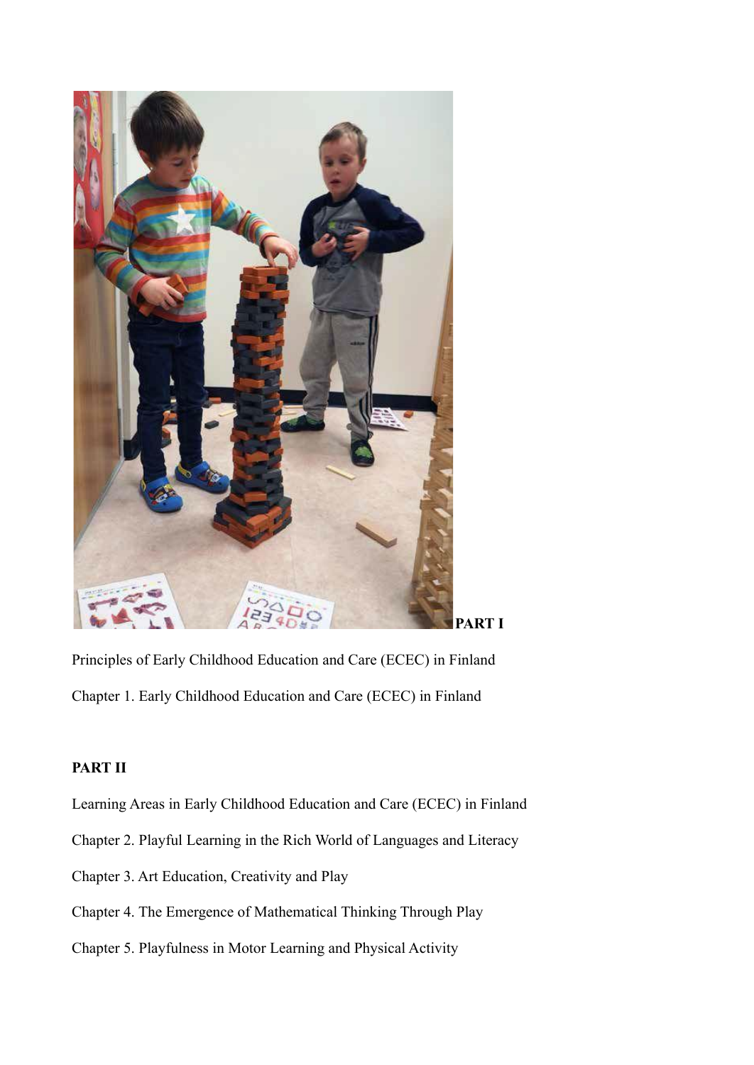**PART I**

Principles of Early Childhood Education and Care (ECEC) in Finland

Chapter 1. Early Childhood Education and Care (ECEC) in Finland

**PART II**

Learning Areas in Early Childhood Education and Care (ECEC) in Finland

Chapter 2. Playful Learning in the Rich World of Languages and Literacy

Chapter 3. Art Education, Creativity and Play

Chapter 4. The Emergence of Mathematical Thinking Through Play

Chapter 5. Playfulness in Motor Learning and Physical Activity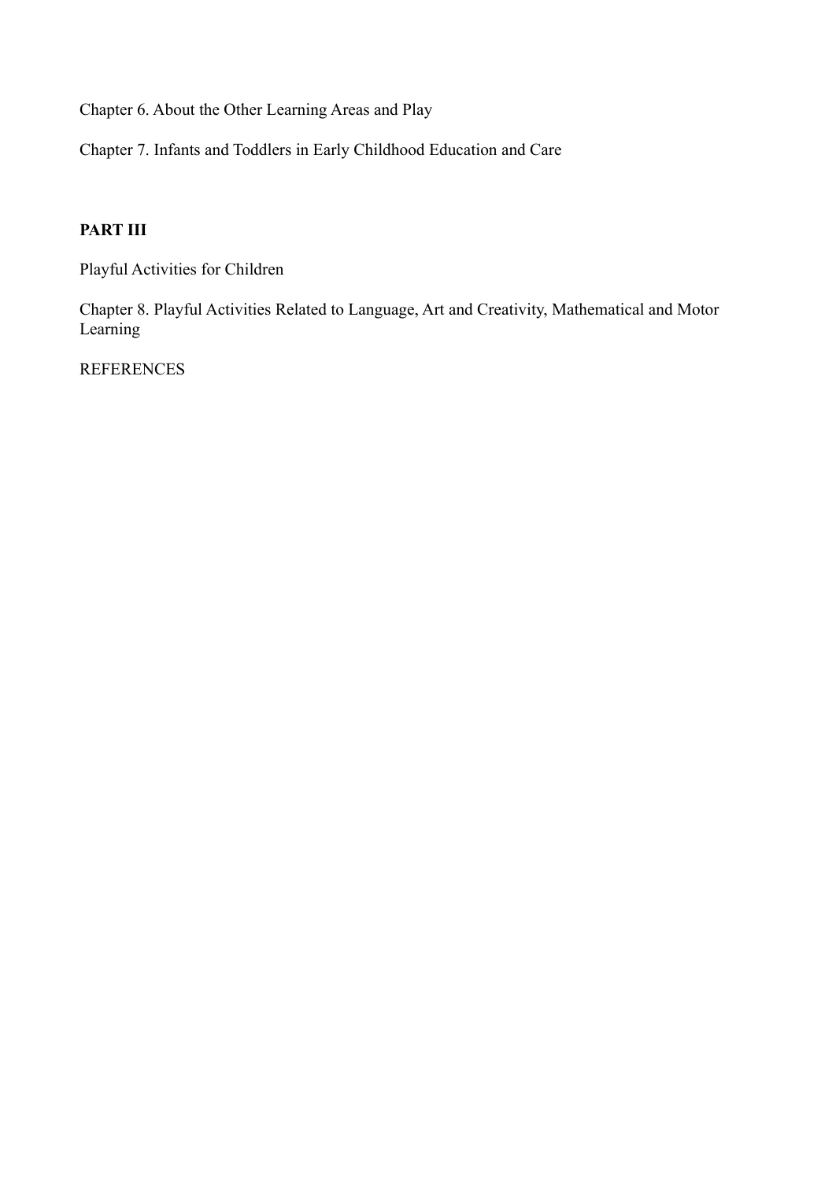Chapter 6. About the Other Learning Areas and Play

Chapter 7. Infants and Toddlers in Early Childhood Education and Care

**PART III**

Playful Activities for Children

Chapter 8. Playful Activities Related to Language, Art and Creativity, Mathematical and Motor Learning

REFERENCES